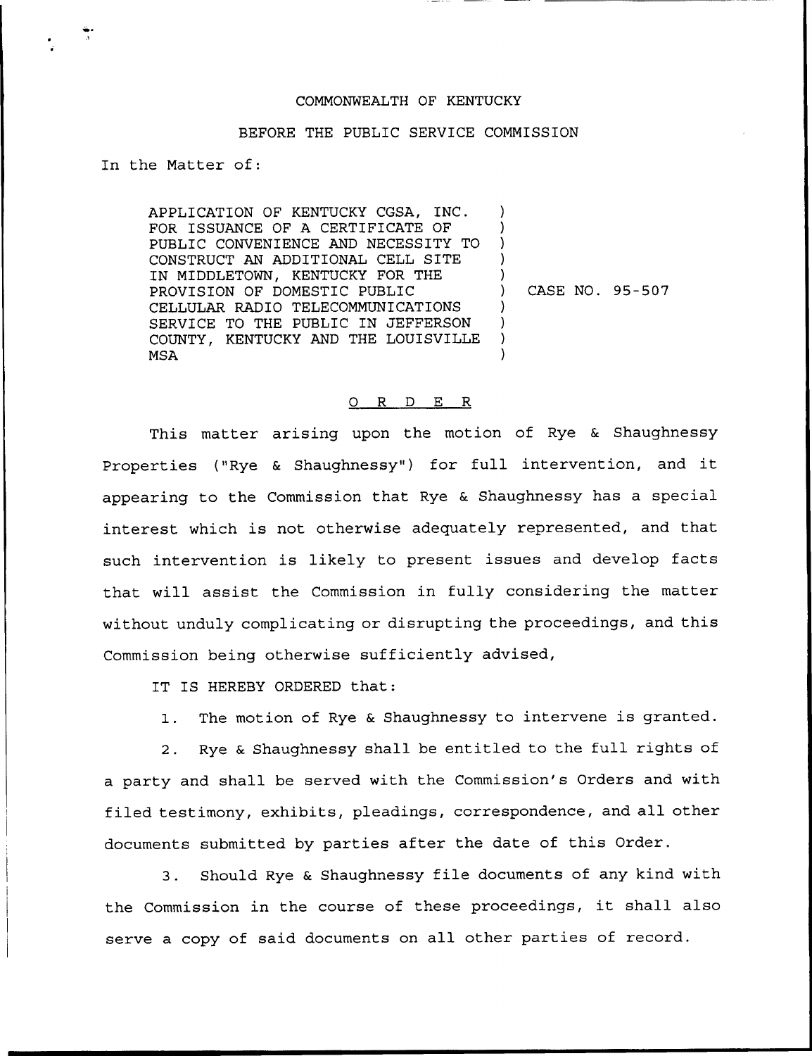COMMONWEALTH OF KENTUCKY

BEFORE THE PUBLIC SERVICE COMMISSION

In the Matter of:

APPLICATION OF KENTUCKY CGSA, INC. FOR ISSUANCE OF A CERTIFICATE OF PUBLIC CONVENIENCE AND NECESSITY TO CONSTRUCT AN ADDITIONAL CELL SITE IN MIDDLETOWN, KENTUCKY FOR THE PROVISION OF DOMESTIC PUBLIC CELLULAR RADIO TELECOMMUNICATIONS SERVICE TO THE PUBLIC IN JEFFERSON COUNTY, KENTUCKY AND THE LOUISVILLE MSA ) CASE NO. 95-507

O R D E R

This matter arising upon the motion of Rye & Shaughnessy Properties ("Rye & Shaughnessy") for full intervention, and it appearing to the Commission that Rye & Shaughnessy has a special interest which is not otherwise adequately represented, and that such intervention is likely to present issues and develop facts that will assist the Commission in fully considering the matter without unduly complicating or disrupting the proceedings, and this Commission being otherwise sufficiently advised,

IT IS HEREBY ORDERED that:

1. The motion of Rye & Shaughnessy to intervene is granted.

2. Rye & Shaughnessy shall be entitled to the full rights of a party and shall be served with the Commission's Orders and with filed testimony, exhibits, pleadings, correspondence, and all other documents submitted by parties after the date of this Order.

3. Should Rye & Shaughnessy file documents of any kind with the Commission in the course of these proceedings, it shall also serve a copy of said documents on all other parties of record.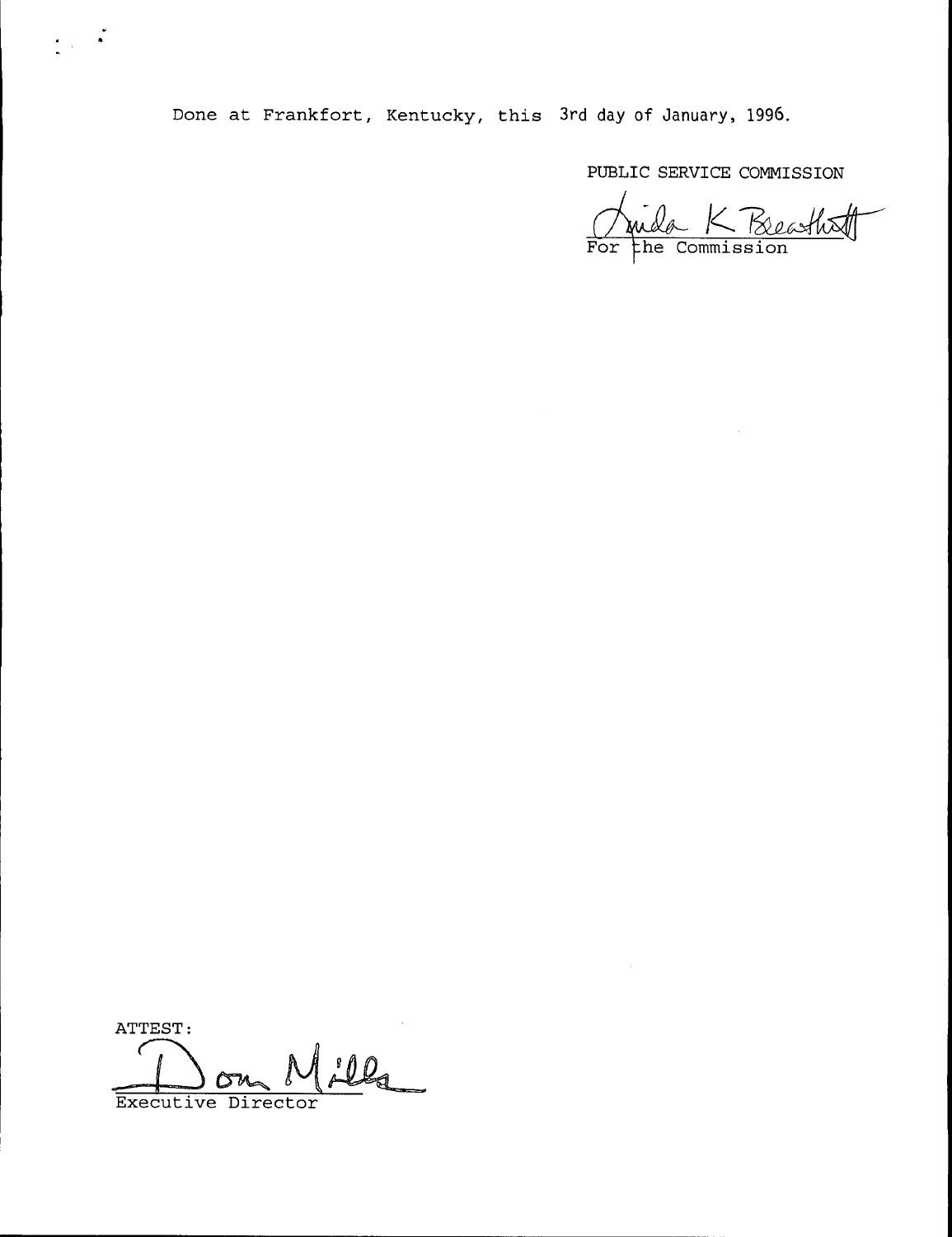Done at Frankfort, Kentucky, this 3rd day of January, 1996.

PUBLIC SERVICE COMMISSION

For the Commission

ATTEST:

Executive Director